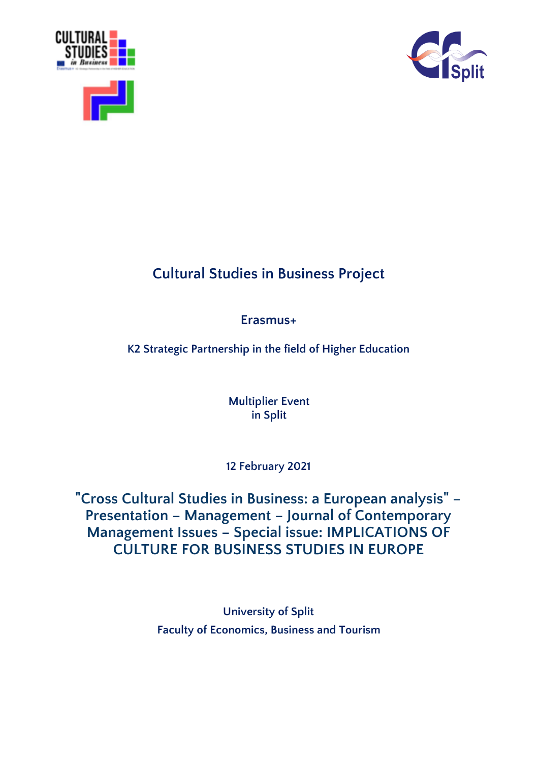# Cultural Studies in Business Project

## Erasmus+

### K2 Strategic Partnership in the field of Higher Education

Multiplier Event
in Split

12 February 2021

## "Cross Cultural Studies in Business: a European analysis" – Presentation – Management – Journal of Contemporary Management Issues – Special issue: IMPLICATIONS OF CULTURE FOR BUSINESS STUDIES IN EUROPE

University of Split
Faculty of Economics, Business and Tourism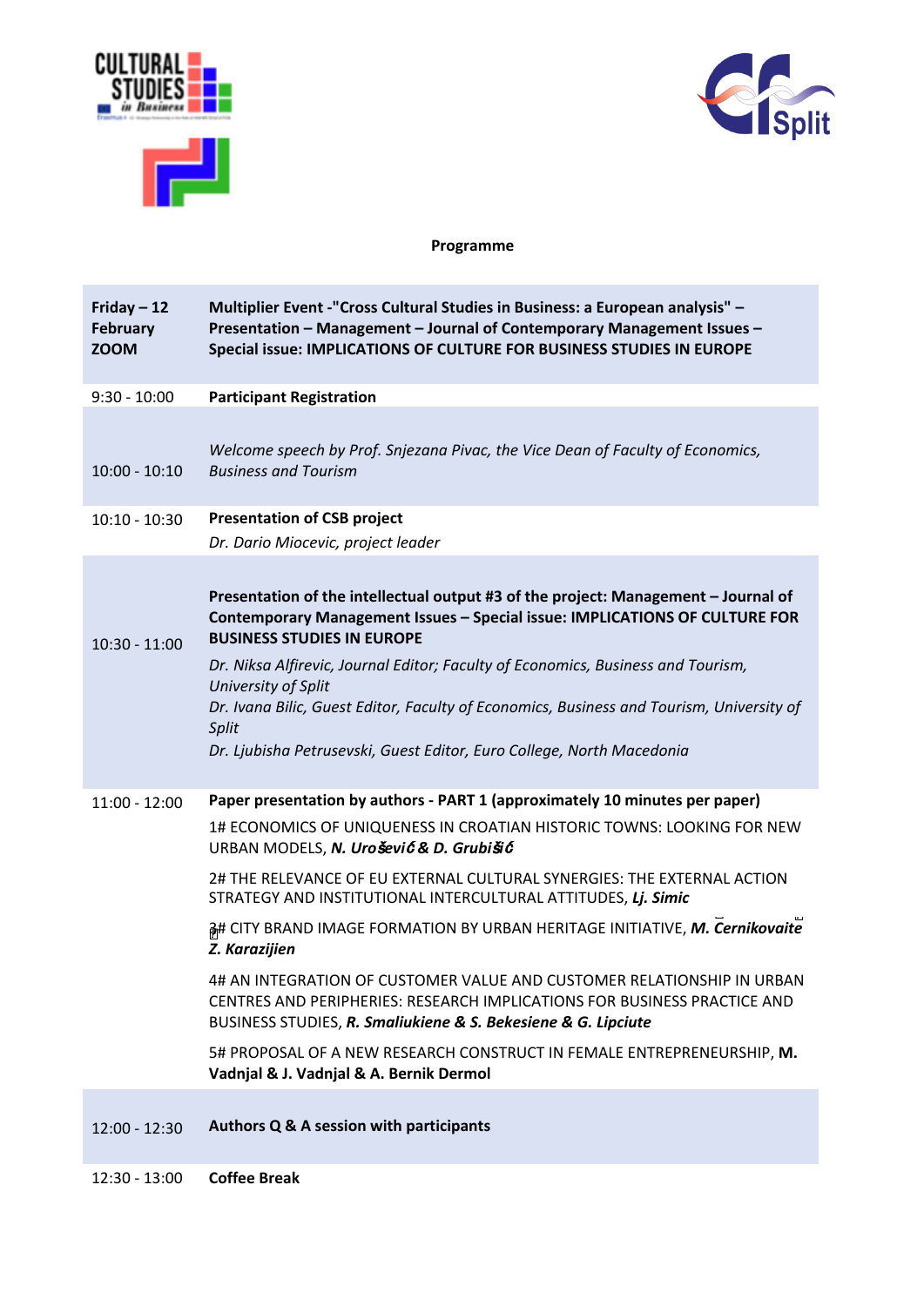**Programme**

| | |
|---|---|
| **Friday – 12 February ZOOM** | **Multiplier Event -"Cross Cultural Studies in Business: a European analysis" – Presentation – Management – Journal of Contemporary Management Issues – Special issue: IMPLICATIONS OF CULTURE FOR BUSINESS STUDIES IN EUROPE** |
| 9:30 - 10:00 | **Participant Registration** |
| 10:00 - 10:10 | *Welcome speech by Prof. Snjezana Pivac, the Vice Dean of Faculty of Economics, Business and Tourism* |
| 10:10 - 10:30 | **Presentation of CSB project**<br>*Dr. Dario Miocevic, project leader* |
| 10:30 - 11:00 | **Presentation of the intellectual output #3 of the project: Management – Journal of Contemporary Management Issues – Special issue: IMPLICATIONS OF CULTURE FOR BUSINESS STUDIES IN EUROPE**<br>*Dr. Niksa Alfirevic, Journal Editor; Faculty of Economics, Business and Tourism, University of Split*<br>*Dr. Ivana Bilic, Guest Editor, Faculty of Economics, Business and Tourism, University of Split*<br>*Dr. Ljubisha Petrusevski, Guest Editor, Euro College, North Macedonia* |
| 11:00 - 12:00 | **Paper presentation by authors - PART 1 (approximately 10 minutes per paper)**<br>1# ECONOMICS OF UNIQUENESS IN CROATIAN HISTORIC TOWNS: LOOKING FOR NEW URBAN MODELS, ***N. Urošević & D. Grubišić***<br>2# THE RELEVANCE OF EU EXTERNAL CULTURAL SYNERGIES: THE EXTERNAL ACTION STRATEGY AND INSTITUTIONAL INTERCULTURAL ATTITUDES, ***Lj. Simic***<br>3# CITY BRAND IMAGE FORMATION BY URBAN HERITAGE INITIATIVE, ***M. Černikovaite Z. Karazijien***<br>4# AN INTEGRATION OF CUSTOMER VALUE AND CUSTOMER RELATIONSHIP IN URBAN CENTRES AND PERIPHERIES: RESEARCH IMPLICATIONS FOR BUSINESS PRACTICE AND BUSINESS STUDIES, ***R. Smaliukiene & S. Bekesiene & G. Lipciute***<br>5# PROPOSAL OF A NEW RESEARCH CONSTRUCT IN FEMALE ENTREPRENEURSHIP, **M. Vadnjal & J. Vadnjal & A. Bernik Dermol** |
| 12:00 - 12:30 | **Authors Q & A session with participants** |
| 12:30 - 13:00 | **Coffee Break** |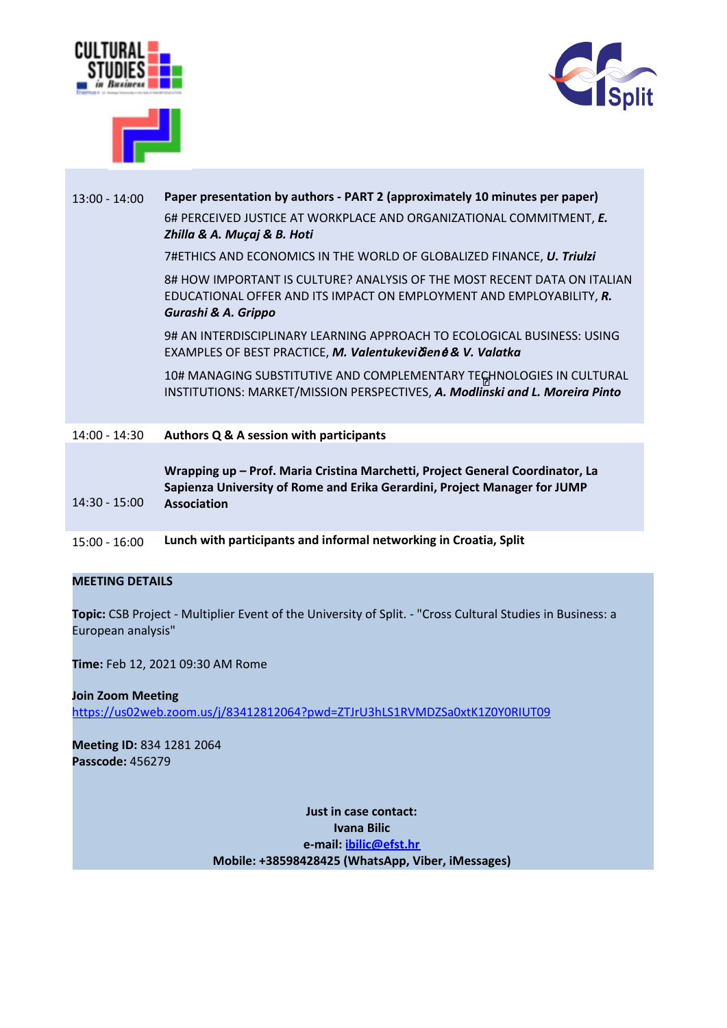| | |
|---|---|
| 13:00 - 14:00 | **Paper presentation by authors - PART 2 (approximately 10 minutes per paper)**<br>6# PERCEIVED JUSTICE AT WORKPLACE AND ORGANIZATIONAL COMMITMENT, ***E. Zhilla & A. Muçaj & B. Hoti***<br>7#ETHICS AND ECONOMICS IN THE WORLD OF GLOBALIZED FINANCE, ***U. Triulzi***<br>8# HOW IMPORTANT IS CULTURE? ANALYSIS OF THE MOST RECENT DATA ON ITALIAN EDUCATIONAL OFFER AND ITS IMPACT ON EMPLOYMENT AND EMPLOYABILITY, ***R. Gurashi & A. Grippo***<br>9# AN INTERDISCIPLINARY LEARNING APPROACH TO ECOLOGICAL BUSINESS: USING EXAMPLES OF BEST PRACTICE, ***M. Valentukevičienė & V. Valatka***<br>10# MANAGING SUBSTITUTIVE AND COMPLEMENTARY TECHNOLOGIES IN CULTURAL INSTITUTIONS: MARKET/MISSION PERSPECTIVES, ***A. Modlinski and L. Moreira Pinto*** |
| 14:00 - 14:30 | **Authors Q & A session with participants** |
| 14:30 - 15:00 | **Wrapping up – Prof. Maria Cristina Marchetti, Project General Coordinator, La Sapienza University of Rome and Erika Gerardini, Project Manager for JUMP Association** |
| 15:00 - 16:00 | **Lunch with participants and informal networking in Croatia, Split** |

**MEETING DETAILS**

**Topic:** CSB Project - Multiplier Event of the University of Split. - "Cross Cultural Studies in Business: a European analysis"

**Time:** Feb 12, 2021 09:30 AM Rome

**Join Zoom Meeting**
https://us02web.zoom.us/j/83412812064?pwd=ZTJrU3hLS1RVMDZSa0xtK1Z0Y0RIUT09

**Meeting ID:** 834 1281 2064
**Passcode:** 456279

**Just in case contact:**
**Ivana Bilic**
**e-mail: ibilic@efst.hr**
**Mobile: +38598428425 (WhatsApp, Viber, iMessages)**